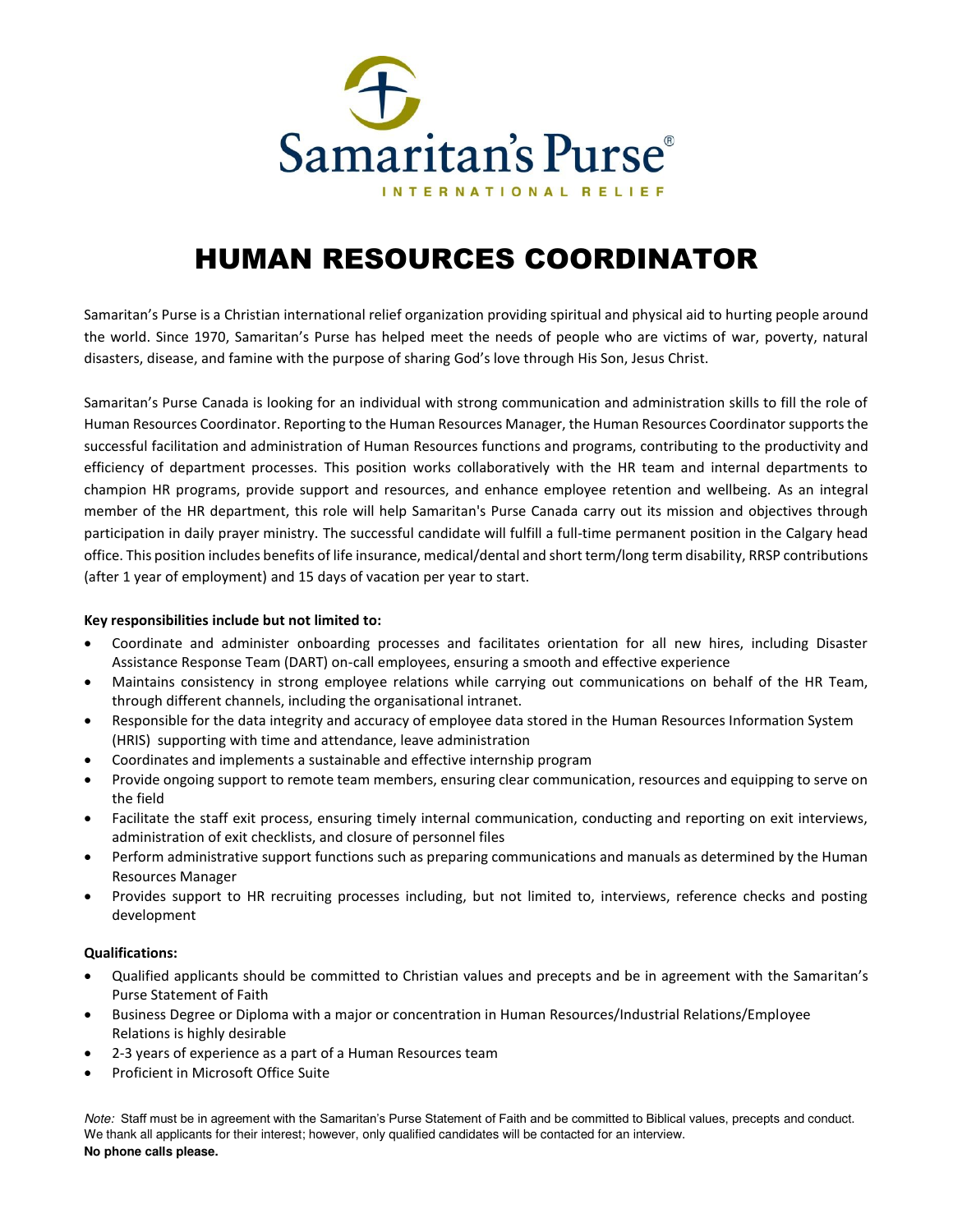# HUMAN RESOURCES COORDINATOR

Samaritan's Purse is a Christian international relief organization providing spiritual and physical aid to hurting people around the world. Since 1970, Samaritan's Purse has helped meet the needs of people who are victims of war, poverty, natural disasters, disease, and famine with the purpose of sharing God's love through His Son, Jesus Christ.

Samaritan's Purse Canada is looking for an individual with strong communication and administration skills to fill the role of Human Resources Coordinator. Reporting to the Human Resources Manager, the Human Resources Coordinator supports the successful facilitation and administration of Human Resources functions and programs, contributing to the productivity and efficiency of department processes. This position works collaboratively with the HR team and internal departments to champion HR programs, provide support and resources, and enhance employee retention and wellbeing. As an integral member of the HR department, this role will help Samaritan's Purse Canada carry out its mission and objectives through participation in daily prayer ministry. The successful candidate will fulfill a full-time permanent position in the Calgary head office. This position includes benefits of life insurance, medical/dental and short term/long term disability, RRSP contributions (after 1 year of employment) and 15 days of vacation per year to start.

**Key responsibilities include but not limited to:**

- Coordinate and administer onboarding processes and facilitates orientation for all new hires, including Disaster Assistance Response Team (DART) on-call employees, ensuring a smooth and effective experience
- Maintains consistency in strong employee relations while carrying out communications on behalf of the HR Team, through different channels, including the organisational intranet.
- Responsible for the data integrity and accuracy of employee data stored in the Human Resources Information System (HRIS) supporting with time and attendance, leave administration
- Coordinates and implements a sustainable and effective internship program
- Provide ongoing support to remote team members, ensuring clear communication, resources and equipping to serve on the field
- Facilitate the staff exit process, ensuring timely internal communication, conducting and reporting on exit interviews, administration of exit checklists, and closure of personnel files
- Perform administrative support functions such as preparing communications and manuals as determined by the Human Resources Manager
- Provides support to HR recruiting processes including, but not limited to, interviews, reference checks and posting development

**Qualifications:**

- Qualified applicants should be committed to Christian values and precepts and be in agreement with the Samaritan's Purse Statement of Faith
- Business Degree or Diploma with a major or concentration in Human Resources/Industrial Relations/Employee Relations is highly desirable
- 2-3 years of experience as a part of a Human Resources team
- Proficient in Microsoft Office Suite

*Note:* Staff must be in agreement with the Samaritan's Purse Statement of Faith and be committed to Biblical values, precepts and conduct. We thank all applicants for their interest; however, only qualified candidates will be contacted for an interview.

**No phone calls please.**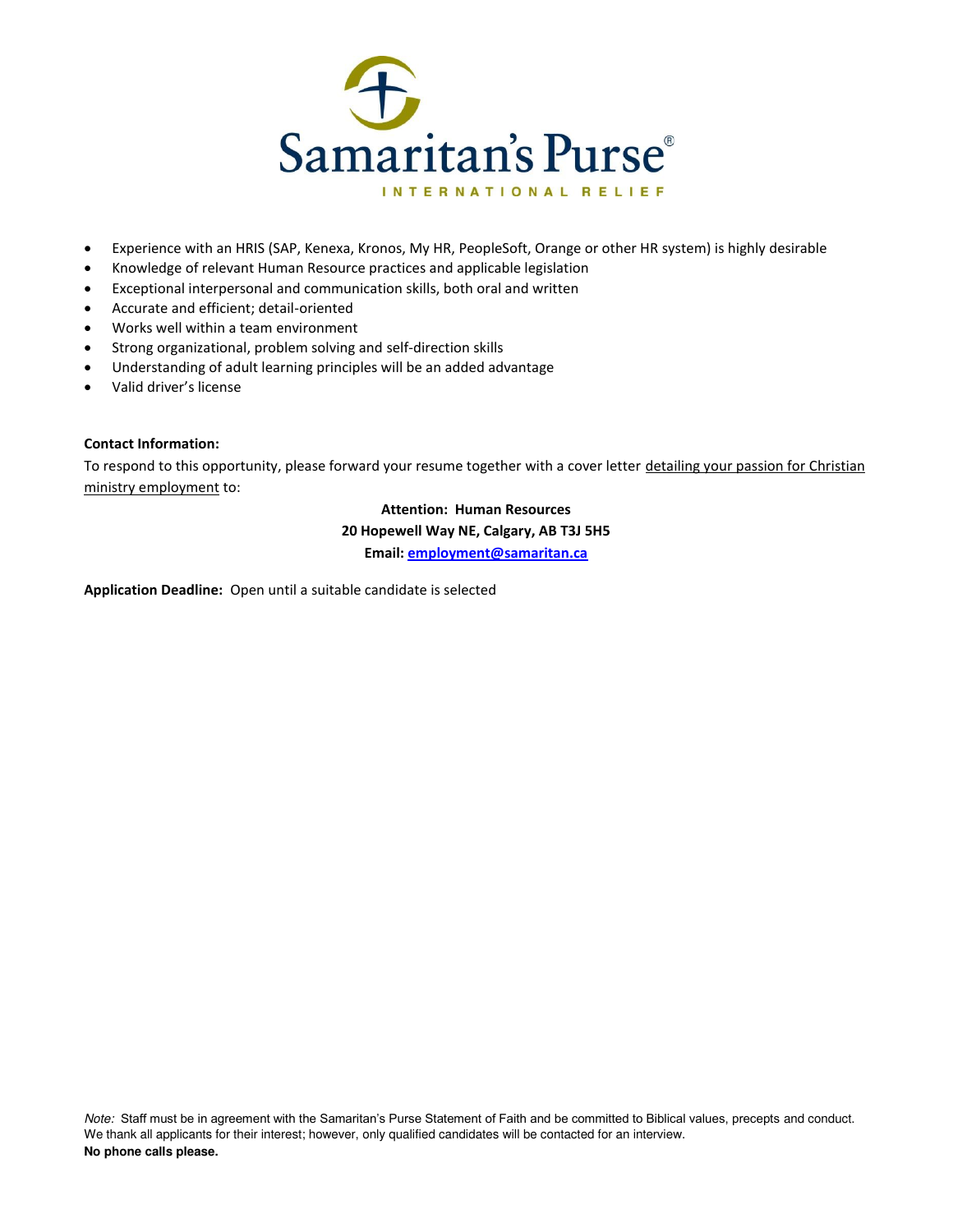- Experience with an HRIS (SAP, Kenexa, Kronos, My HR, PeopleSoft, Orange or other HR system) is highly desirable
- Knowledge of relevant Human Resource practices and applicable legislation
- Exceptional interpersonal and communication skills, both oral and written
- Accurate and efficient; detail-oriented
- Works well within a team environment
- Strong organizational, problem solving and self-direction skills
- Understanding of adult learning principles will be an added advantage
- Valid driver's license

**Contact Information:**

To respond to this opportunity, please forward your resume together with a cover letter detailing your passion for Christian ministry employment to:

**Attention: Human Resources**
**20 Hopewell Way NE, Calgary, AB T3J 5H5**
**Email: employment@samaritan.ca**

**Application Deadline:** Open until a suitable candidate is selected

*Note:* Staff must be in agreement with the Samaritan's Purse Statement of Faith and be committed to Biblical values, precepts and conduct. We thank all applicants for their interest; however, only qualified candidates will be contacted for an interview.

**No phone calls please.**